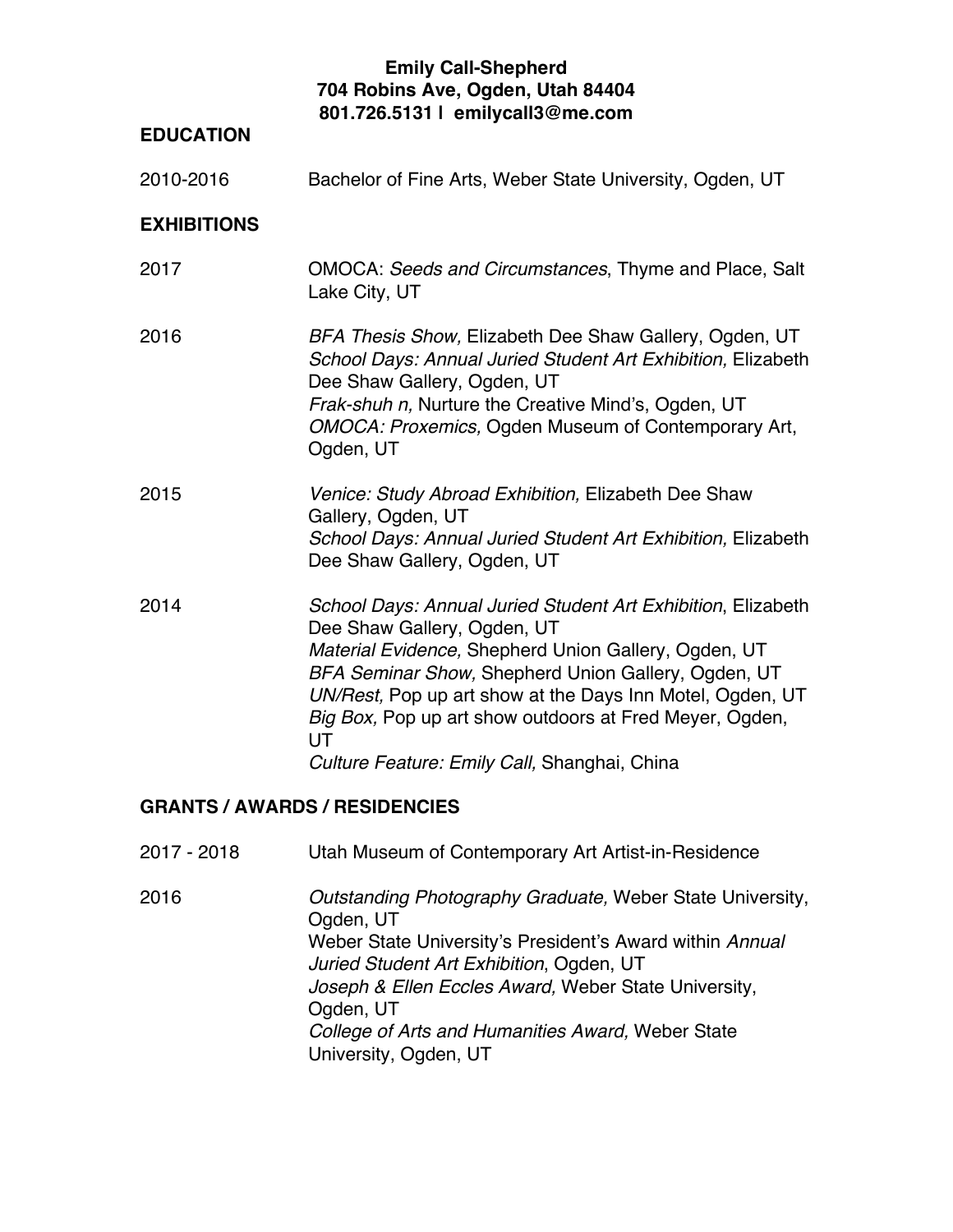**Emily Call-Shepherd**
**704 Robins Ave, Ogden, Utah 84404**
**801.726.5131 l emilycall3@me.com**

## EDUCATION

2010-2016 — Bachelor of Fine Arts, Weber State University, Ogden, UT

## EXHIBITIONS

**2017**

OMOCA: *Seeds and Circumstances*, Thyme and Place, Salt Lake City, UT

**2016**

*BFA Thesis Show,* Elizabeth Dee Shaw Gallery, Ogden, UT
*School Days: Annual Juried Student Art Exhibition,* Elizabeth Dee Shaw Gallery, Ogden, UT
*Frak-shuh n,* Nurture the Creative Mind's, Ogden, UT
*OMOCA: Proxemics,* Ogden Museum of Contemporary Art, Ogden, UT

**2015**

*Venice: Study Abroad Exhibition,* Elizabeth Dee Shaw Gallery, Ogden, UT
*School Days: Annual Juried Student Art Exhibition,* Elizabeth Dee Shaw Gallery, Ogden, UT

**2014**

*School Days: Annual Juried Student Art Exhibition*, Elizabeth Dee Shaw Gallery, Ogden, UT
*Material Evidence,* Shepherd Union Gallery, Ogden, UT
*BFA Seminar Show,* Shepherd Union Gallery, Ogden, UT
*UN/Rest,* Pop up art show at the Days Inn Motel, Ogden, UT
*Big Box,* Pop up art show outdoors at Fred Meyer, Ogden, UT
*Culture Feature: Emily Call,* Shanghai, China

## GRANTS / AWARDS / RESIDENCIES

**2017 - 2018**

Utah Museum of Contemporary Art Artist-in-Residence

**2016**

*Outstanding Photography Graduate,* Weber State University, Ogden, UT
Weber State University's President's Award within *Annual Juried Student Art Exhibition*, Ogden, UT
*Joseph & Ellen Eccles Award,* Weber State University, Ogden, UT
*College of Arts and Humanities Award,* Weber State University, Ogden, UT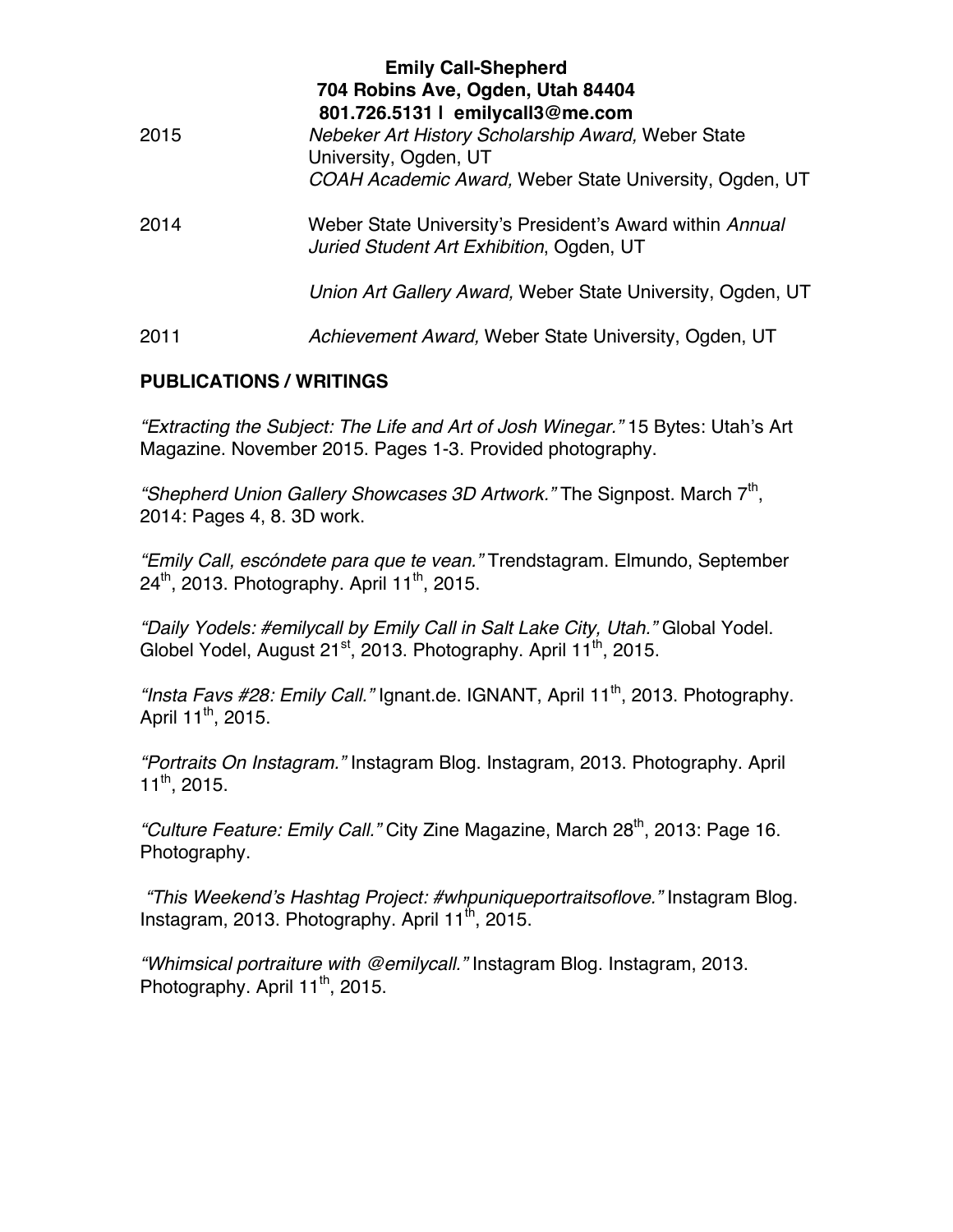**Emily Call-Shepherd**
**704 Robins Ave, Ogden, Utah 84404**
**801.726.5131 l emilycall3@me.com**

| | |
|---|---|
| 2015 | *Nebeker Art History Scholarship Award,* Weber State University, Ogden, UT |
| | *COAH Academic Award,* Weber State University, Ogden, UT |
| 2014 | Weber State University's President's Award within *Annual Juried Student Art Exhibition*, Ogden, UT |
| | *Union Art Gallery Award,* Weber State University, Ogden, UT |
| 2011 | *Achievement Award,* Weber State University, Ogden, UT |

## PUBLICATIONS / WRITINGS

*"Extracting the Subject: The Life and Art of Josh Winegar."* 15 Bytes: Utah's Art Magazine. November 2015. Pages 1-3. Provided photography.

*"Shepherd Union Gallery Showcases 3D Artwork."* The Signpost. March 7th, 2014: Pages 4, 8. 3D work.

*"Emily Call, escóndete para que te vean."* Trendstagram. Elmundo, September 24th, 2013. Photography. April 11th, 2015.

*"Daily Yodels: #emilycall by Emily Call in Salt Lake City, Utah."* Global Yodel. Globel Yodel, August 21st, 2013. Photography. April 11th, 2015.

*"Insta Favs #28: Emily Call."* Ignant.de. IGNANT, April 11th, 2013. Photography. April 11th, 2015.

*"Portraits On Instagram."* Instagram Blog. Instagram, 2013. Photography. April 11th, 2015.

*"Culture Feature: Emily Call."* City Zine Magazine, March 28th, 2013: Page 16. Photography.

*"This Weekend's Hashtag Project: #whpuniqueportraitsoflove."* Instagram Blog. Instagram, 2013. Photography. April 11th, 2015.

*"Whimsical portraiture with @emilycall."* Instagram Blog. Instagram, 2013. Photography. April 11th, 2015.